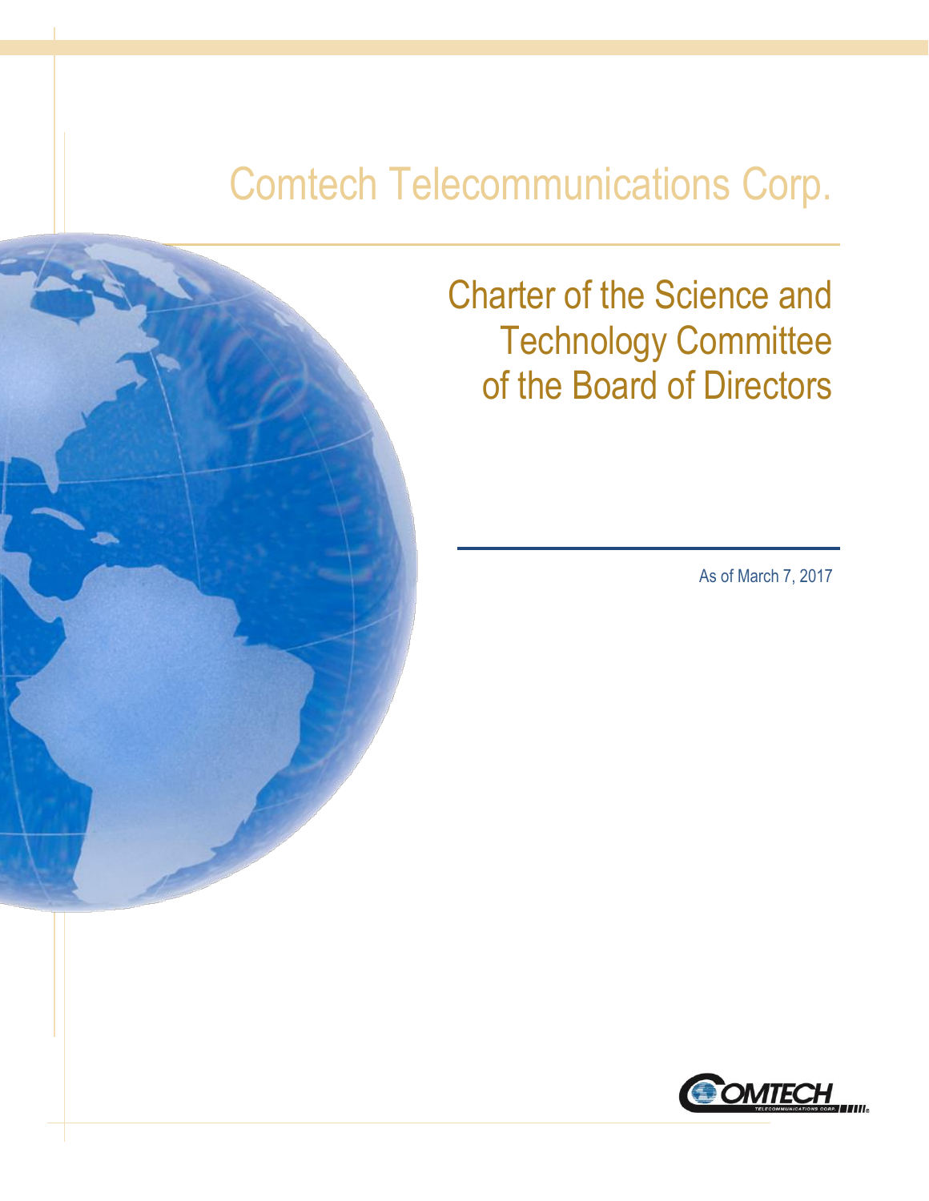# Comtech Telecommunications Corp.

## Charter of the Science and Technology Committee of the Board of Directors

As of March 7, 2017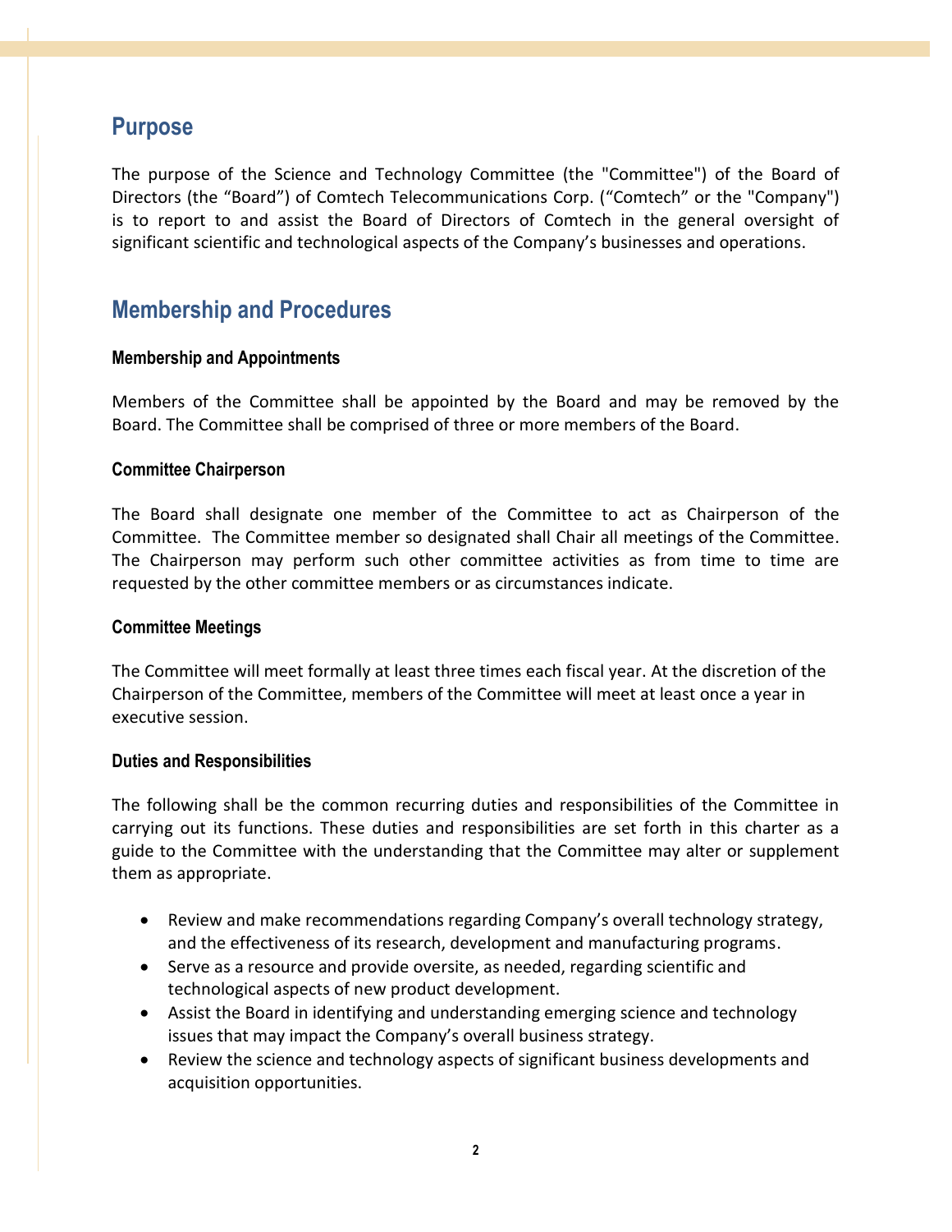## Purpose

The purpose of the Science and Technology Committee (the "Committee") of the Board of Directors (the "Board") of Comtech Telecommunications Corp. ("Comtech" or the "Company") is to report to and assist the Board of Directors of Comtech in the general oversight of significant scientific and technological aspects of the Company's businesses and operations.

## Membership and Procedures

### Membership and Appointments

Members of the Committee shall be appointed by the Board and may be removed by the Board. The Committee shall be comprised of three or more members of the Board.

### Committee Chairperson

The Board shall designate one member of the Committee to act as Chairperson of the Committee. The Committee member so designated shall Chair all meetings of the Committee. The Chairperson may perform such other committee activities as from time to time are requested by the other committee members or as circumstances indicate.

### Committee Meetings

The Committee will meet formally at least three times each fiscal year. At the discretion of the Chairperson of the Committee, members of the Committee will meet at least once a year in executive session.

### Duties and Responsibilities

The following shall be the common recurring duties and responsibilities of the Committee in carrying out its functions. These duties and responsibilities are set forth in this charter as a guide to the Committee with the understanding that the Committee may alter or supplement them as appropriate.

- Review and make recommendations regarding Company's overall technology strategy, and the effectiveness of its research, development and manufacturing programs.
- Serve as a resource and provide oversite, as needed, regarding scientific and technological aspects of new product development.
- Assist the Board in identifying and understanding emerging science and technology issues that may impact the Company's overall business strategy.
- Review the science and technology aspects of significant business developments and acquisition opportunities.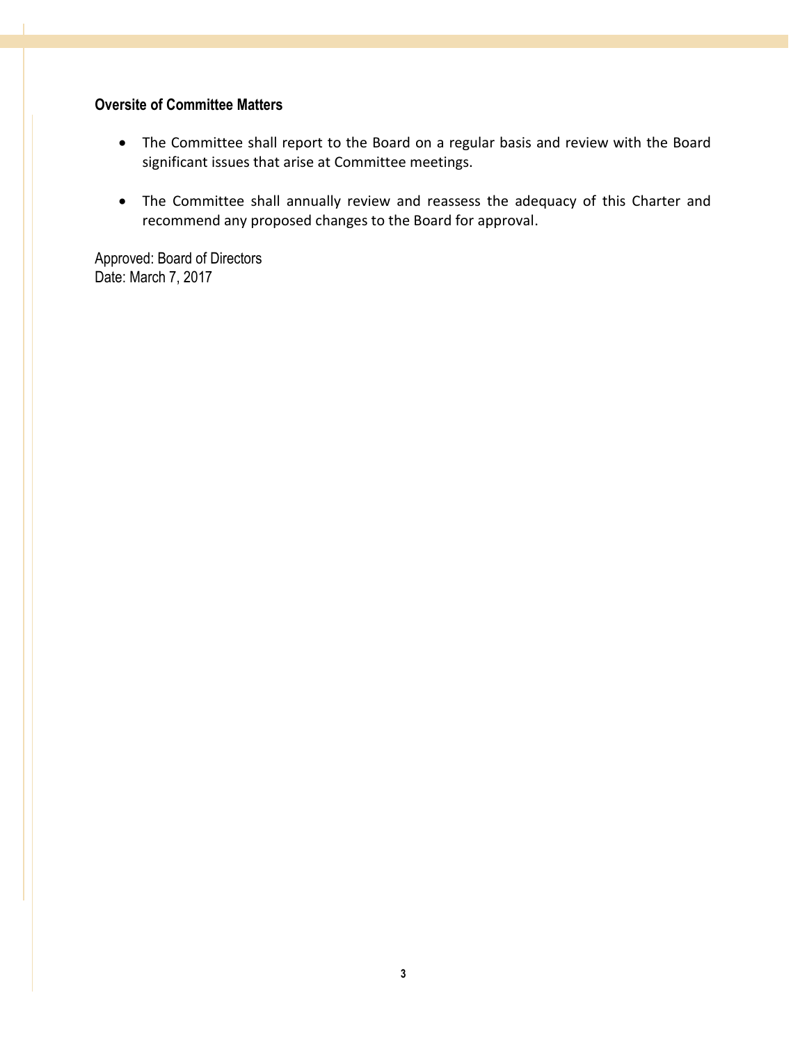### Oversite of Committee Matters

- The Committee shall report to the Board on a regular basis and review with the Board significant issues that arise at Committee meetings.
- The Committee shall annually review and reassess the adequacy of this Charter and recommend any proposed changes to the Board for approval.

Approved: Board of Directors
Date: March 7, 2017